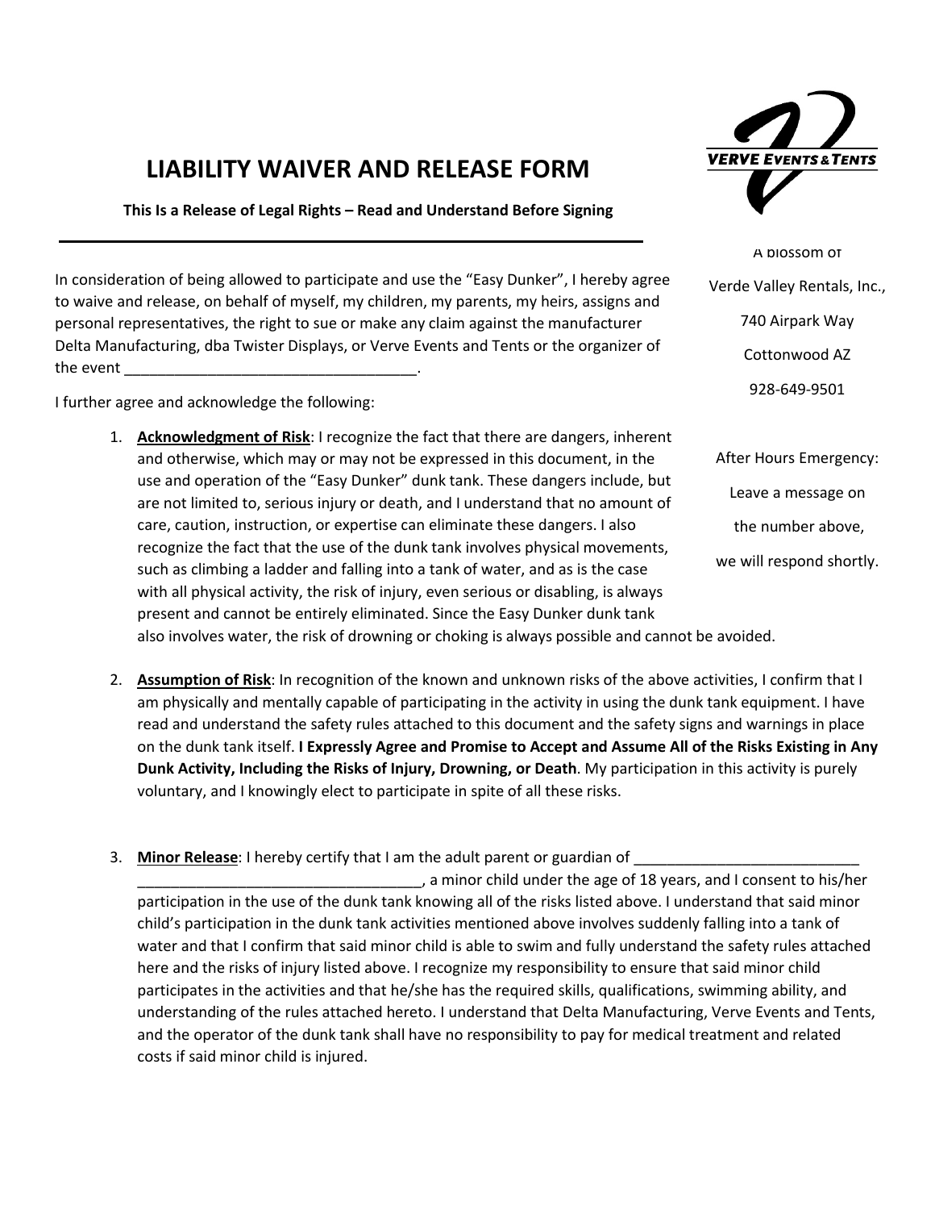# LIABILITY WAIVER AND RELEASE FORM

**This Is a Release of Legal Rights – Read and Understand Before Signing**

VERVE EVENTS & TENTS

A blossom of

Verde Valley Rentals, Inc.,

740 Airpark Way

Cottonwood AZ

928-649-9501

After Hours Emergency:

Leave a message on

the number above,

we will respond shortly.

---

In consideration of being allowed to participate and use the "Easy Dunker", I hereby agree to waive and release, on behalf of myself, my children, my parents, my heirs, assigns and personal representatives, the right to sue or make any claim against the manufacturer Delta Manufacturing, dba Twister Displays, or Verve Events and Tents or the organizer of the event ___________________________________.

I further agree and acknowledge the following:

1. **Acknowledgment of Risk**: I recognize the fact that there are dangers, inherent and otherwise, which may or may not be expressed in this document, in the use and operation of the "Easy Dunker" dunk tank. These dangers include, but are not limited to, serious injury or death, and I understand that no amount of care, caution, instruction, or expertise can eliminate these dangers. I also recognize the fact that the use of the dunk tank involves physical movements, such as climbing a ladder and falling into a tank of water, and as is the case with all physical activity, the risk of injury, even serious or disabling, is always present and cannot be entirely eliminated. Since the Easy Dunker dunk tank also involves water, the risk of drowning or choking is always possible and cannot be avoided.

2. **Assumption of Risk**: In recognition of the known and unknown risks of the above activities, I confirm that I am physically and mentally capable of participating in the activity in using the dunk tank equipment. I have read and understand the safety rules attached to this document and the safety signs and warnings in place on the dunk tank itself. **I Expressly Agree and Promise to Accept and Assume All of the Risks Existing in Any Dunk Activity, Including the Risks of Injury, Drowning, or Death**. My participation in this activity is purely voluntary, and I knowingly elect to participate in spite of all these risks.

3. **Minor Release**: I hereby certify that I am the adult parent or guardian of ___________________________ ___________________________________, a minor child under the age of 18 years, and I consent to his/her participation in the use of the dunk tank knowing all of the risks listed above. I understand that said minor child's participation in the dunk tank activities mentioned above involves suddenly falling into a tank of water and that I confirm that said minor child is able to swim and fully understand the safety rules attached here and the risks of injury listed above. I recognize my responsibility to ensure that said minor child participates in the activities and that he/she has the required skills, qualifications, swimming ability, and understanding of the rules attached hereto. I understand that Delta Manufacturing, Verve Events and Tents, and the operator of the dunk tank shall have no responsibility to pay for medical treatment and related costs if said minor child is injured.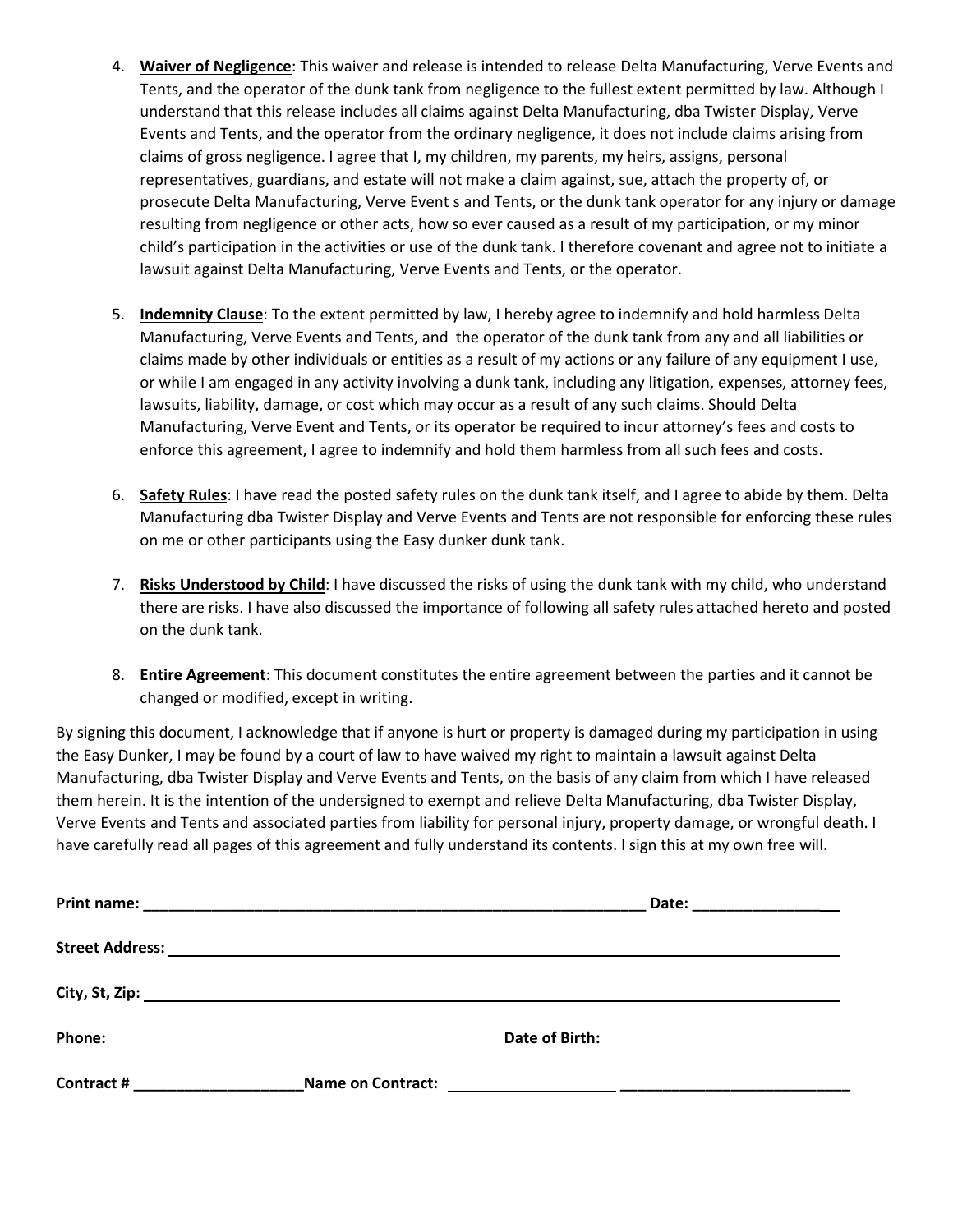4. **Waiver of Negligence**: This waiver and release is intended to release Delta Manufacturing, Verve Events and Tents, and the operator of the dunk tank from negligence to the fullest extent permitted by law. Although I understand that this release includes all claims against Delta Manufacturing, dba Twister Display, Verve Events and Tents, and the operator from the ordinary negligence, it does not include claims arising from claims of gross negligence. I agree that I, my children, my parents, my heirs, assigns, personal representatives, guardians, and estate will not make a claim against, sue, attach the property of, or prosecute Delta Manufacturing, Verve Event s and Tents, or the dunk tank operator for any injury or damage resulting from negligence or other acts, how so ever caused as a result of my participation, or my minor child's participation in the activities or use of the dunk tank. I therefore covenant and agree not to initiate a lawsuit against Delta Manufacturing, Verve Events and Tents, or the operator.

5. **Indemnity Clause**: To the extent permitted by law, I hereby agree to indemnify and hold harmless Delta Manufacturing, Verve Events and Tents, and the operator of the dunk tank from any and all liabilities or claims made by other individuals or entities as a result of my actions or any failure of any equipment I use, or while I am engaged in any activity involving a dunk tank, including any litigation, expenses, attorney fees, lawsuits, liability, damage, or cost which may occur as a result of any such claims. Should Delta Manufacturing, Verve Event and Tents, or its operator be required to incur attorney's fees and costs to enforce this agreement, I agree to indemnify and hold them harmless from all such fees and costs.

6. **Safety Rules**: I have read the posted safety rules on the dunk tank itself, and I agree to abide by them. Delta Manufacturing dba Twister Display and Verve Events and Tents are not responsible for enforcing these rules on me or other participants using the Easy dunker dunk tank.

7. **Risks Understood by Child**: I have discussed the risks of using the dunk tank with my child, who understand there are risks. I have also discussed the importance of following all safety rules attached hereto and posted on the dunk tank.

8. **Entire Agreement**: This document constitutes the entire agreement between the parties and it cannot be changed or modified, except in writing.

By signing this document, I acknowledge that if anyone is hurt or property is damaged during my participation in using the Easy Dunker, I may be found by a court of law to have waived my right to maintain a lawsuit against Delta Manufacturing, dba Twister Display and Verve Events and Tents, on the basis of any claim from which I have released them herein. It is the intention of the undersigned to exempt and relieve Delta Manufacturing, dba Twister Display, Verve Events and Tents and associated parties from liability for personal injury, property damage, or wrongful death. I have carefully read all pages of this agreement and fully understand its contents. I sign this at my own free will.

**Print name:** ____________________________________________ **Date:** ________________

**Street Address:** ____________________________________________________________

**City, St, Zip:** _____________________________________________________________

**Phone:** ________________________________ **Date of Birth:** ____________________

**Contract #** ____________________ **Name on Contract:** ______________ ____________________